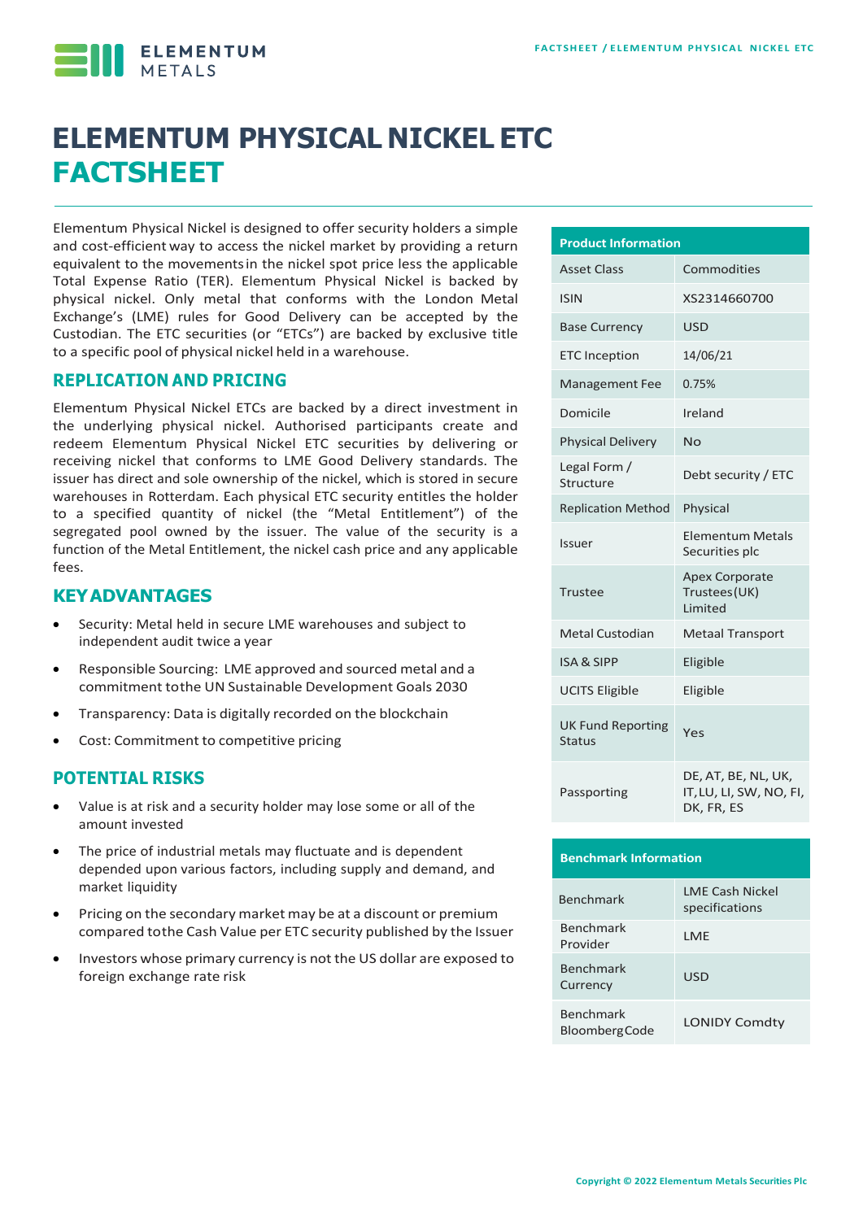# ELEMENTUM PHYSICAL NICKEL ETC FACTSHEET

Elementum Physical Nickel is designed to offer security holders a simple and cost-efficient way to access the nickel market by providing a return equivalent to the movements in the nickel spot price less the applicable Total Expense Ratio (TER). Elementum Physical Nickel is backed by physical nickel. Only metal that conforms with the London Metal Exchange's (LME) rules for Good Delivery can be accepted by the Custodian. The ETC securities (or "ETCs") are backed by exclusive title to a specific pool of physical nickel held in a warehouse.

## REPLICATION AND PRICING

Elementum Physical Nickel ETCs are backed by a direct investment in the underlying physical nickel. Authorised participants create and redeem Elementum Physical Nickel ETC securities by delivering or receiving nickel that conforms to LME Good Delivery standards. The issuer has direct and sole ownership of the nickel, which is stored in secure warehouses in Rotterdam. Each physical ETC security entitles the holder to a specified quantity of nickel (the "Metal Entitlement") of the segregated pool owned by the issuer. The value of the security is a function of the Metal Entitlement, the nickel cash price and any applicable fees.

## KEY ADVANTAGES

- Security: Metal held in secure LME warehouses and subject to independent audit twice a year
- Responsible Sourcing: LME approved and sourced metal and a commitment to the UN Sustainable Development Goals 2030
- Transparency: Data is digitally recorded on the blockchain
- Cost: Commitment to competitive pricing

## POTENTIAL RISKS

- Value is at risk and a security holder may lose some or all of the amount invested
- The price of industrial metals may fluctuate and is dependent depended upon various factors, including supply and demand, and market liquidity
- Pricing on the secondary market may be at a discount or premium compared to the Cash Value per ETC security published by the Issuer
- Investors whose primary currency is not the US dollar are exposed to foreign exchange rate risk

| Product Information | |
|---|---|
| Asset Class | Commodities |
| ISIN | XS2314660700 |
| Base Currency | USD |
| ETC Inception | 14/06/21 |
| Management Fee | 0.75% |
| Domicile | Ireland |
| Physical Delivery | No |
| Legal Form / Structure | Debt security / ETC |
| Replication Method | Physical |
| Issuer | Elementum Metals Securities plc |
| Trustee | Apex Corporate Trustees (UK) Limited |
| Metal Custodian | Metaal Transport |
| ISA & SIPP | Eligible |
| UCITS Eligible | Eligible |
| UK Fund Reporting Status | Yes |
| Passporting | DE, AT, BE, NL, UK, IT, LU, LI, SW, NO, FI, DK, FR, ES |

| Benchmark Information | |
|---|---|
| Benchmark | LME Cash Nickel specifications |
| Benchmark Provider | LME |
| Benchmark Currency | USD |
| Benchmark Bloomberg Code | LONIDY Comdty |

Copyright © 2022 Elementum Metals Securities Plc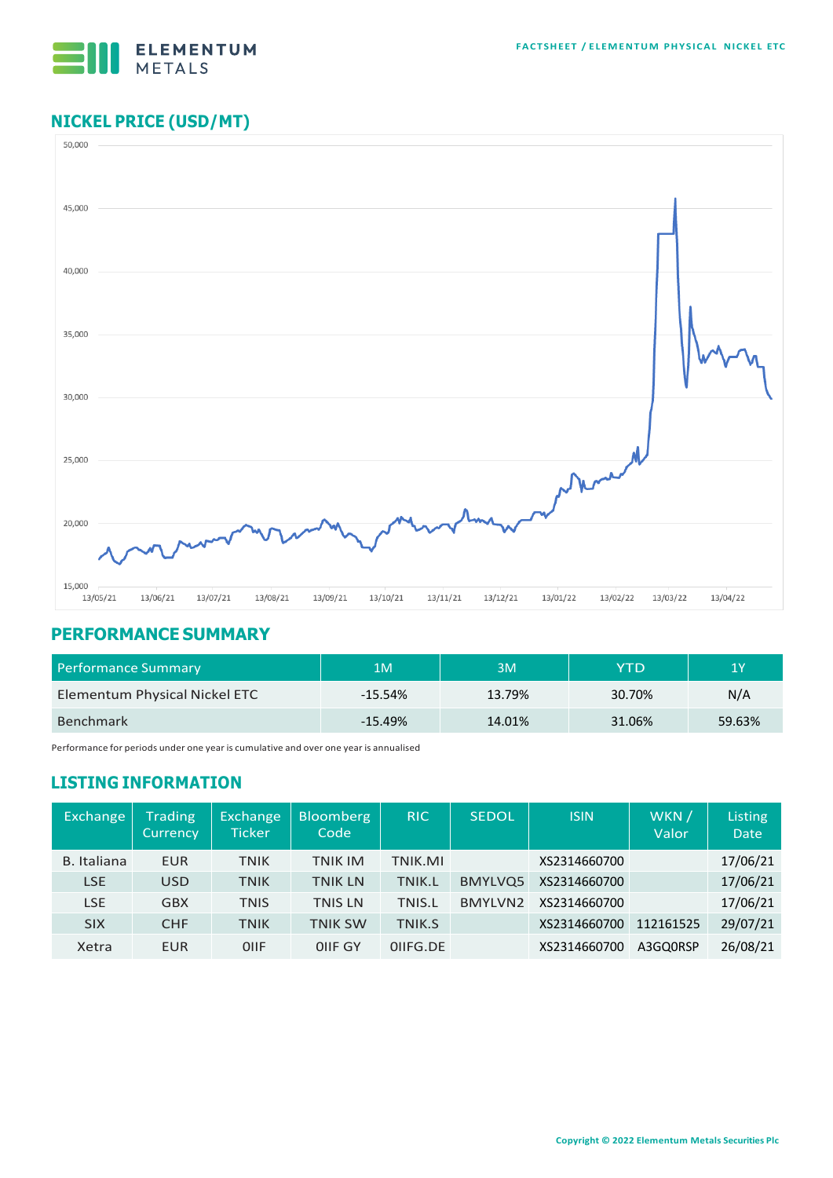## NICKEL PRICE (USD/MT)

## PERFORMANCE SUMMARY

| Performance Summary | 1M | 3M | YTD | 1Y |
|---|---|---|---|---|
| Elementum Physical Nickel ETC | -15.54% | 13.79% | 30.70% | N/A |
| Benchmark | -15.49% | 14.01% | 31.06% | 59.63% |

Performance for periods under one year is cumulative and over one year is annualised

## LISTING INFORMATION

| Exchange | Trading Currency | Exchange Ticker | Bloomberg Code | RIC | SEDOL | ISIN | WKN / Valor | Listing Date |
|---|---|---|---|---|---|---|---|---|
| B. Italiana | EUR | TNIK | TNIK IM | TNIK.MI | | XS2314660700 | | 17/06/21 |
| LSE | USD | TNIK | TNIK LN | TNIK.L | BMYLVQ5 | XS2314660700 | | 17/06/21 |
| LSE | GBX | TNIS | TNIS LN | TNIS.L | BMYLVN2 | XS2314660700 | | 17/06/21 |
| SIX | CHF | TNIK | TNIK SW | TNIK.S | | XS2314660700 | 112161525 | 29/07/21 |
| Xetra | EUR | OIIF | OIIF GY | OIIFG.DE | | XS2314660700 | A3GQ0RSP | 26/08/21 |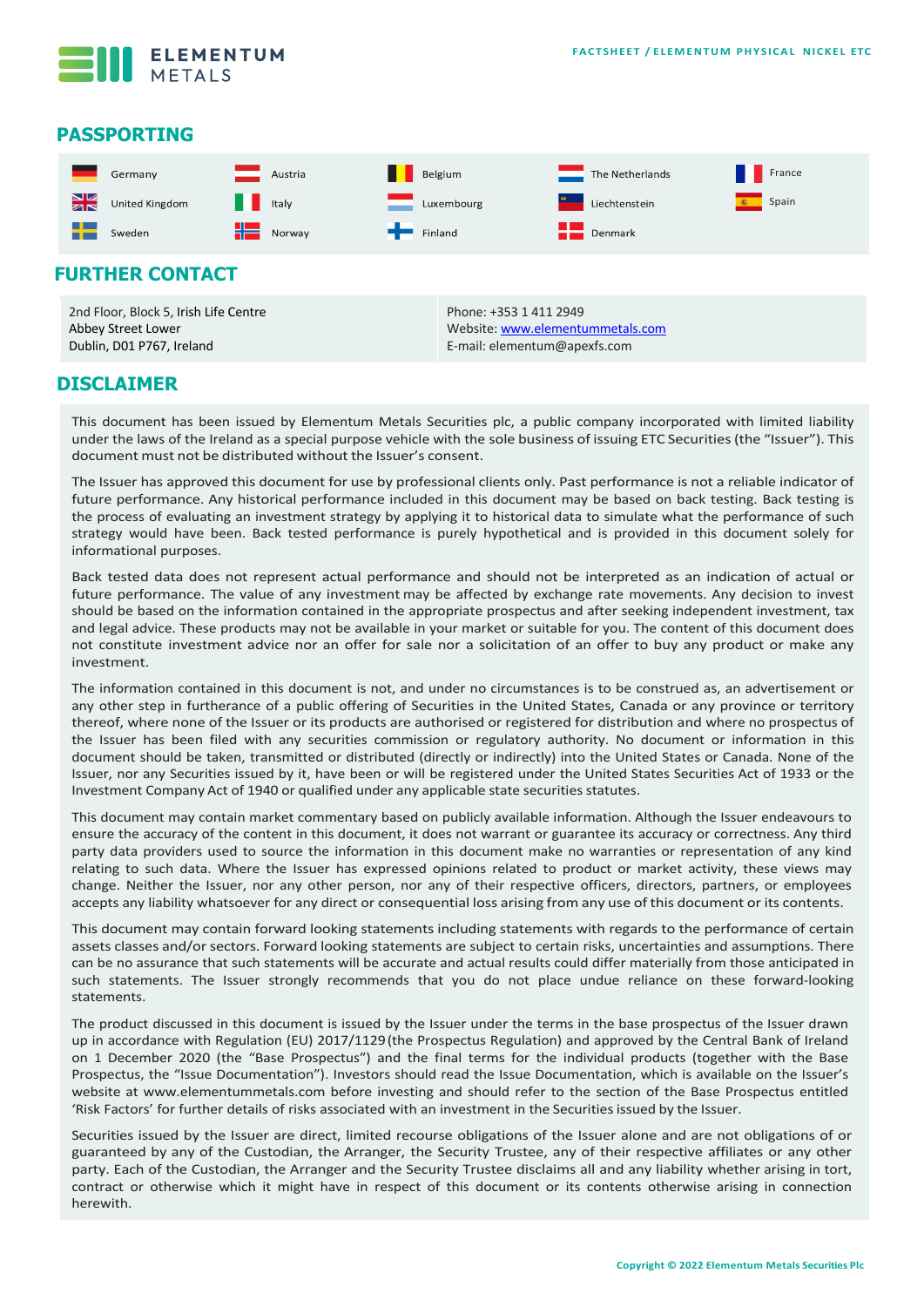## PASSPORTING

| | | | | |
|---|---|---|---|---|
| Germany | Austria | Belgium | The Netherlands | France |
| United Kingdom | Italy | Luxembourg | Liechtenstein | Spain |
| Sweden | Norway | Finland | Denmark | |

## FURTHER CONTACT

| | |
|---|---|
| 2nd Floor, Block 5, Irish Life Centre<br>Abbey Street Lower<br>Dublin, D01 P767, Ireland | Phone: +353 1 411 2949<br>Website: www.elementummetals.com<br>E-mail: elementum@apexfs.com |

## DISCLAIMER

This document has been issued by Elementum Metals Securities plc, a public company incorporated with limited liability under the laws of the Ireland as a special purpose vehicle with the sole business of issuing ETC Securities (the "Issuer"). This document must not be distributed without the Issuer's consent.

The Issuer has approved this document for use by professional clients only. Past performance is not a reliable indicator of future performance. Any historical performance included in this document may be based on back testing. Back testing is the process of evaluating an investment strategy by applying it to historical data to simulate what the performance of such strategy would have been. Back tested performance is purely hypothetical and is provided in this document solely for informational purposes.

Back tested data does not represent actual performance and should not be interpreted as an indication of actual or future performance. The value of any investment may be affected by exchange rate movements. Any decision to invest should be based on the information contained in the appropriate prospectus and after seeking independent investment, tax and legal advice. These products may not be available in your market or suitable for you. The content of this document does not constitute investment advice nor an offer for sale nor a solicitation of an offer to buy any product or make any investment.

The information contained in this document is not, and under no circumstances is to be construed as, an advertisement or any other step in furtherance of a public offering of Securities in the United States, Canada or any province or territory thereof, where none of the Issuer or its products are authorised or registered for distribution and where no prospectus of the Issuer has been filed with any securities commission or regulatory authority. No document or information in this document should be taken, transmitted or distributed (directly or indirectly) into the United States or Canada. None of the Issuer, nor any Securities issued by it, have been or will be registered under the United States Securities Act of 1933 or the Investment Company Act of 1940 or qualified under any applicable state securities statutes.

This document may contain market commentary based on publicly available information. Although the Issuer endeavours to ensure the accuracy of the content in this document, it does not warrant or guarantee its accuracy or correctness. Any third party data providers used to source the information in this document make no warranties or representation of any kind relating to such data. Where the Issuer has expressed opinions related to product or market activity, these views may change. Neither the Issuer, nor any other person, nor any of their respective officers, directors, partners, or employees accepts any liability whatsoever for any direct or consequential loss arising from any use of this document or its contents.

This document may contain forward looking statements including statements with regards to the performance of certain assets classes and/or sectors. Forward looking statements are subject to certain risks, uncertainties and assumptions. There can be no assurance that such statements will be accurate and actual results could differ materially from those anticipated in such statements. The Issuer strongly recommends that you do not place undue reliance on these forward-looking statements.

The product discussed in this document is issued by the Issuer under the terms in the base prospectus of the Issuer drawn up in accordance with Regulation (EU) 2017/1129 (the Prospectus Regulation) and approved by the Central Bank of Ireland on 1 December 2020 (the "Base Prospectus") and the final terms for the individual products (together with the Base Prospectus, the "Issue Documentation"). Investors should read the Issue Documentation, which is available on the Issuer's website at www.elementummetals.com before investing and should refer to the section of the Base Prospectus entitled 'Risk Factors' for further details of risks associated with an investment in the Securities issued by the Issuer.

Securities issued by the Issuer are direct, limited recourse obligations of the Issuer alone and are not obligations of or guaranteed by any of the Custodian, the Arranger, the Security Trustee, any of their respective affiliates or any other party. Each of the Custodian, the Arranger and the Security Trustee disclaims all and any liability whether arising in tort, contract or otherwise which it might have in respect of this document or its contents otherwise arising in connection herewith.

Copyright © 2022 Elementum Metals Securities Plc